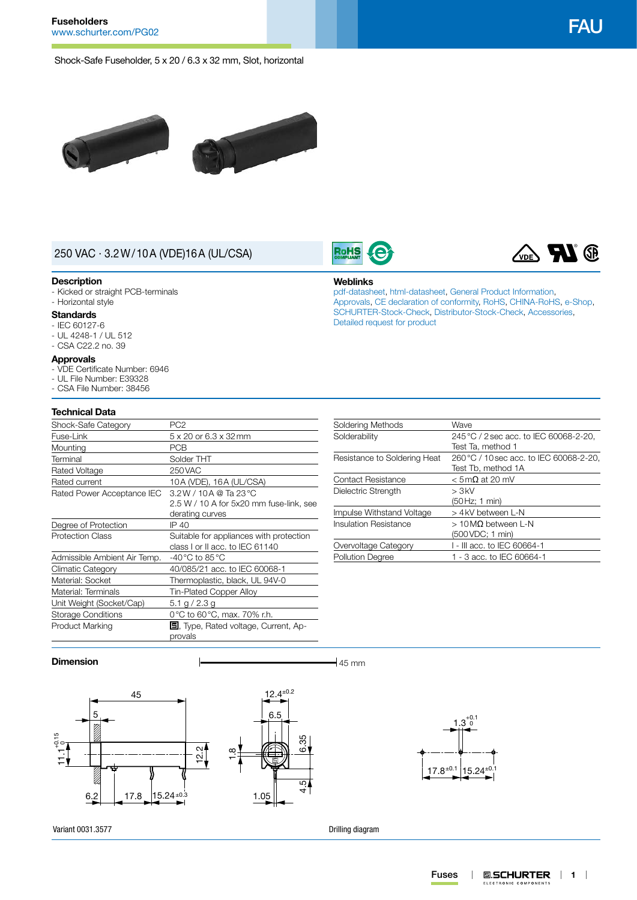# FAU

**Fuseholders**
www.schurter.com/PG02

Shock-Safe Fuseholder, 5 x 20 / 6.3 x 32 mm, Slot, horizontal

## 250 VAC · 3.2 W / 10 A (VDE) 16 A (UL/CSA)

### Description
- Kicked or straight PCB-terminals
- Horizontal style

### Standards
- IEC 60127-6
- UL 4248-1 / UL 512
- CSA C22.2 no. 39

### Approvals
- VDE Certificate Number: 6946
- UL File Number: E39328
- CSA File Number: 38456

### Weblinks
pdf-datasheet, html-datasheet, General Product Information, Approvals, CE declaration of conformity, RoHS, CHINA-RoHS, e-Shop, SCHURTER-Stock-Check, Distributor-Stock-Check, Accessories, Detailed request for product

### Technical Data

| | |
|---|---|
| Shock-Safe Category | PC2 |
| Fuse-Link | 5 x 20 or 6.3 x 32 mm |
| Mounting | PCB |
| Terminal | Solder THT |
| Rated Voltage | 250 VAC |
| Rated current | 10 A (VDE), 16 A (UL/CSA) |
| Rated Power Acceptance IEC | 3.2 W / 10 A @ Ta 23 °C<br>2.5 W / 10 A for 5x20 mm fuse-link, see derating curves |
| Degree of Protection | IP 40 |
| Protection Class | Suitable for appliances with protection class I or II acc. to IEC 61140 |
| Admissible Ambient Air Temp. | -40 °C to 85 °C |
| Climatic Category | 40/085/21 acc. to IEC 60068-1 |
| Material: Socket | Thermoplastic, black, UL 94V-0 |
| Material: Terminals | Tin-Plated Copper Alloy |
| Unit Weight (Socket/Cap) | 5.1 g / 2.3 g |
| Storage Conditions | 0 °C to 60 °C, max. 70% r.h. |
| Product Marking | [logo], Type, Rated voltage, Current, Approvals |

| | |
|---|---|
| Soldering Methods | Wave |
| Solderability | 245 °C / 2 sec acc. to IEC 60068-2-20, Test Ta, method 1 |
| Resistance to Soldering Heat | 260 °C / 10 sec acc. to IEC 60068-2-20, Test Tb, method 1A |
| Contact Resistance | < 5 mΩ at 20 mV |
| Dielectric Strength | > 3 kV<br>(50 Hz; 1 min) |
| Impulse Withstand Voltage | > 4 kV between L-N |
| Insulation Resistance | > 10 MΩ between L-N<br>(500 VDC; 1 min) |
| Overvoltage Category | I - III acc. to IEC 60664-1 |
| Pollution Degree | 1 - 3 acc. to IEC 60664-1 |

### Dimension

45 mm

Variant 0031.3577

Drilling diagram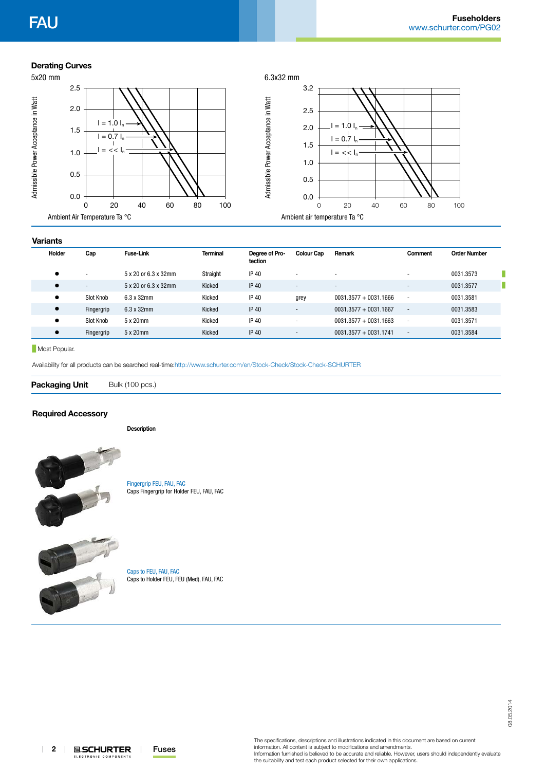## Derating Curves

5x20 mm

Admissible Power Acceptance in Watt

2.5
2.0
1.5
1.0
0.5
0.0

0 20 40 60 80 100

I = 1.0 $I_n$
I = 0.7 $I_n$
I = << $I_n$

Ambient Air Temperature Ta °C

6.3x32 mm

Admissible Power Acceptance in Watt

3.2
2.5
2.0
1.5
1.0
0.5
0.0

0 20 40 60 80 100

I = 1.0 $I_n$
I = 0.7 $I_n$
I = << $I_n$

Ambient air temperature Ta °C

## Variants

| Holder | Cap | Fuse-Link | Terminal | Degree of Protection | Colour Cap | Remark | Comment | Order Number |
|---|---|---|---|---|---|---|---|---|
| ● | - | 5 x 20 or 6.3 x 32mm | Straight | IP 40 | - | - | - | 0031.3573 |
| ● | - | 5 x 20 or 6.3 x 32mm | Kicked | IP 40 | - | - | - | 0031.3577 |
| ● | Slot Knob | 6.3 x 32mm | Kicked | IP 40 | grey | 0031.3577 + 0031.1666 | - | 0031.3581 |
| ● | Fingergrip | 6.3 x 32mm | Kicked | IP 40 | - | 0031.3577 + 0031.1667 | - | 0031.3583 |
| ● | Slot Knob | 5 x 20mm | Kicked | IP 40 | - | 0031.3577 + 0031.1663 | - | 0031.3571 |
| ● | Fingergrip | 5 x 20mm | Kicked | IP 40 | - | 0031.3577 + 0031.1741 | - | 0031.3584 |

Most Popular.

Availability for all products can be searched real-time:http://www.schurter.com/en/Stock-Check/Stock-Check-SCHURTER

**Packaging Unit** Bulk (100 pcs.)

## Required Accessory

**Description**

Fingergrip FEU, FAU, FAC
Caps Fingergrip for Holder FEU, FAU, FAC

Caps to FEU, FAU, FAC
Caps to Holder FEU, FEU (Med), FAU, FAC

The specifications, descriptions and illustrations indicated in this document are based on current information. All content is subject to modifications and amendments.
Information furnished is believed to be accurate and reliable. However, users should independently evaluate the suitability and test each product selected for their own applications.